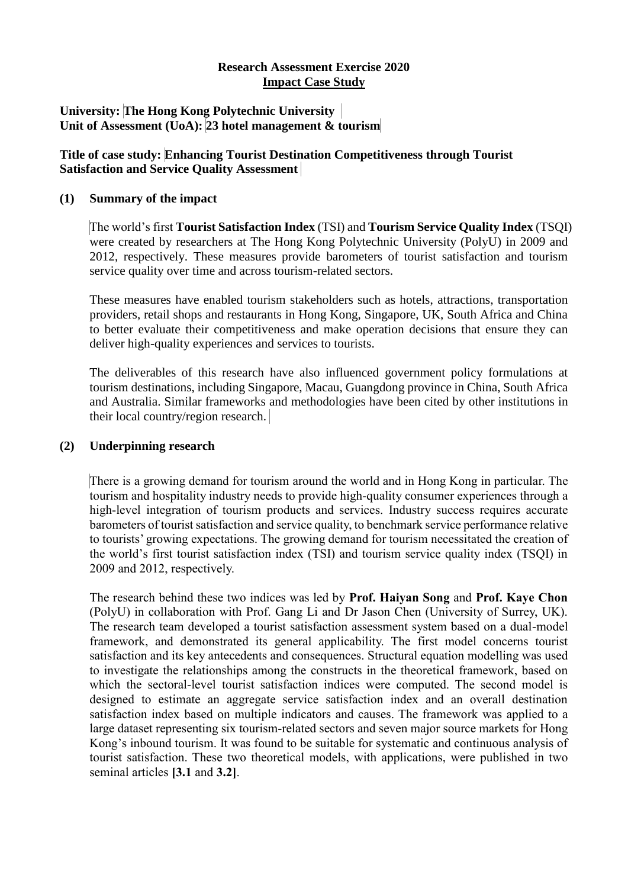**Research Assessment Exercise 2020**
**Impact Case Study**

**University: The Hong Kong Polytechnic University**
**Unit of Assessment (UoA): 23 hotel management & tourism**

**Title of case study: Enhancing Tourist Destination Competitiveness through Tourist Satisfaction and Service Quality Assessment**

## (1) Summary of the impact

The world's first **Tourist Satisfaction Index** (TSI) and **Tourism Service Quality Index** (TSQI) were created by researchers at The Hong Kong Polytechnic University (PolyU) in 2009 and 2012, respectively. These measures provide barometers of tourist satisfaction and tourism service quality over time and across tourism-related sectors.

These measures have enabled tourism stakeholders such as hotels, attractions, transportation providers, retail shops and restaurants in Hong Kong, Singapore, UK, South Africa and China to better evaluate their competitiveness and make operation decisions that ensure they can deliver high-quality experiences and services to tourists.

The deliverables of this research have also influenced government policy formulations at tourism destinations, including Singapore, Macau, Guangdong province in China, South Africa and Australia. Similar frameworks and methodologies have been cited by other institutions in their local country/region research.

## (2) Underpinning research

There is a growing demand for tourism around the world and in Hong Kong in particular. The tourism and hospitality industry needs to provide high-quality consumer experiences through a high-level integration of tourism products and services. Industry success requires accurate barometers of tourist satisfaction and service quality, to benchmark service performance relative to tourists' growing expectations. The growing demand for tourism necessitated the creation of the world's first tourist satisfaction index (TSI) and tourism service quality index (TSQI) in 2009 and 2012, respectively.

The research behind these two indices was led by **Prof. Haiyan Song** and **Prof. Kaye Chon** (PolyU) in collaboration with Prof. Gang Li and Dr Jason Chen (University of Surrey, UK). The research team developed a tourist satisfaction assessment system based on a dual-model framework, and demonstrated its general applicability. The first model concerns tourist satisfaction and its key antecedents and consequences. Structural equation modelling was used to investigate the relationships among the constructs in the theoretical framework, based on which the sectoral-level tourist satisfaction indices were computed. The second model is designed to estimate an aggregate service satisfaction index and an overall destination satisfaction index based on multiple indicators and causes. The framework was applied to a large dataset representing six tourism-related sectors and seven major source markets for Hong Kong's inbound tourism. It was found to be suitable for systematic and continuous analysis of tourist satisfaction. These two theoretical models, with applications, were published in two seminal articles **[3.1** and **3.2]**.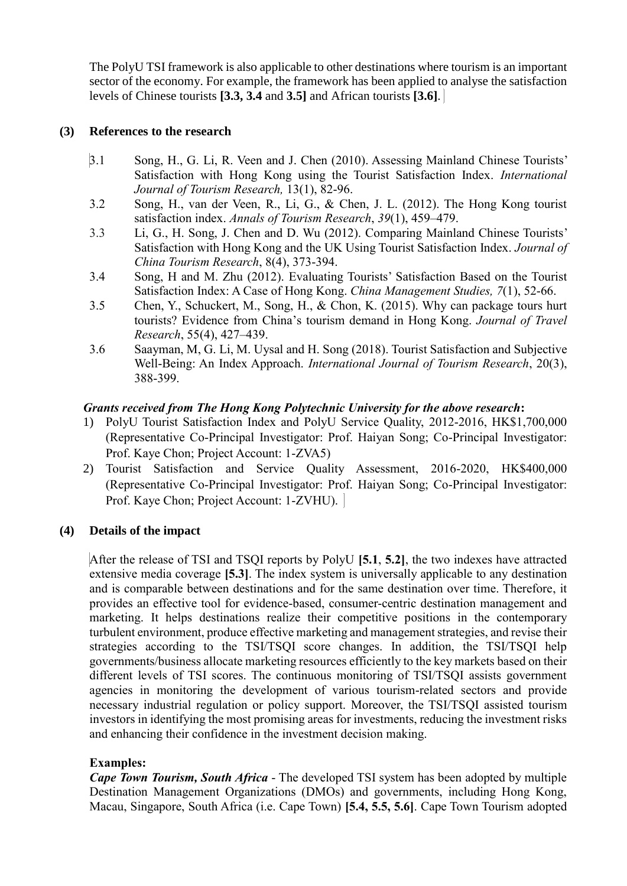The PolyU TSI framework is also applicable to other destinations where tourism is an important sector of the economy. For example, the framework has been applied to analyse the satisfaction levels of Chinese tourists **[3.3, 3.4** and **3.5]** and African tourists **[3.6]**.

## (3) References to the research

3.1 Song, H., G. Li, R. Veen and J. Chen (2010). Assessing Mainland Chinese Tourists' Satisfaction with Hong Kong using the Tourist Satisfaction Index. *International Journal of Tourism Research,* 13(1), 82-96.

3.2 Song, H., van der Veen, R., Li, G., & Chen, J. L. (2012). The Hong Kong tourist satisfaction index. *Annals of Tourism Research*, *39*(1), 459–479.

3.3 Li, G., H. Song, J. Chen and D. Wu (2012). Comparing Mainland Chinese Tourists' Satisfaction with Hong Kong and the UK Using Tourist Satisfaction Index. *Journal of China Tourism Research*, 8(4), 373-394.

3.4 Song, H and M. Zhu (2012). Evaluating Tourists' Satisfaction Based on the Tourist Satisfaction Index: A Case of Hong Kong. *China Management Studies, 7*(1), 52-66.

3.5 Chen, Y., Schuckert, M., Song, H., & Chon, K. (2015). Why can package tours hurt tourists? Evidence from China's tourism demand in Hong Kong. *Journal of Travel Research*, 55(4), 427–439.

3.6 Saayman, M, G. Li, M. Uysal and H. Song (2018). Tourist Satisfaction and Subjective Well-Being: An Index Approach. *International Journal of Tourism Research*, 20(3), 388-399.

***Grants received from The Hong Kong Polytechnic University for the above research*:**

1) PolyU Tourist Satisfaction Index and PolyU Service Quality, 2012-2016, HK$1,700,000 (Representative Co-Principal Investigator: Prof. Haiyan Song; Co-Principal Investigator: Prof. Kaye Chon; Project Account: 1-ZVA5)
2) Tourist Satisfaction and Service Quality Assessment, 2016-2020, HK$400,000 (Representative Co-Principal Investigator: Prof. Haiyan Song; Co-Principal Investigator: Prof. Kaye Chon; Project Account: 1-ZVHU).

## (4) Details of the impact

After the release of TSI and TSQI reports by PolyU **[5.1**, **5.2]**, the two indexes have attracted extensive media coverage **[5.3]**. The index system is universally applicable to any destination and is comparable between destinations and for the same destination over time. Therefore, it provides an effective tool for evidence-based, consumer-centric destination management and marketing. It helps destinations realize their competitive positions in the contemporary turbulent environment, produce effective marketing and management strategies, and revise their strategies according to the TSI/TSQI score changes. In addition, the TSI/TSQI help governments/business allocate marketing resources efficiently to the key markets based on their different levels of TSI scores. The continuous monitoring of TSI/TSQI assists government agencies in monitoring the development of various tourism-related sectors and provide necessary industrial regulation or policy support. Moreover, the TSI/TSQI assisted tourism investors in identifying the most promising areas for investments, reducing the investment risks and enhancing their confidence in the investment decision making.

**Examples:**

***Cape Town Tourism, South Africa*** - The developed TSI system has been adopted by multiple Destination Management Organizations (DMOs) and governments, including Hong Kong, Macau, Singapore, South Africa (i.e. Cape Town) **[5.4, 5.5, 5.6]**. Cape Town Tourism adopted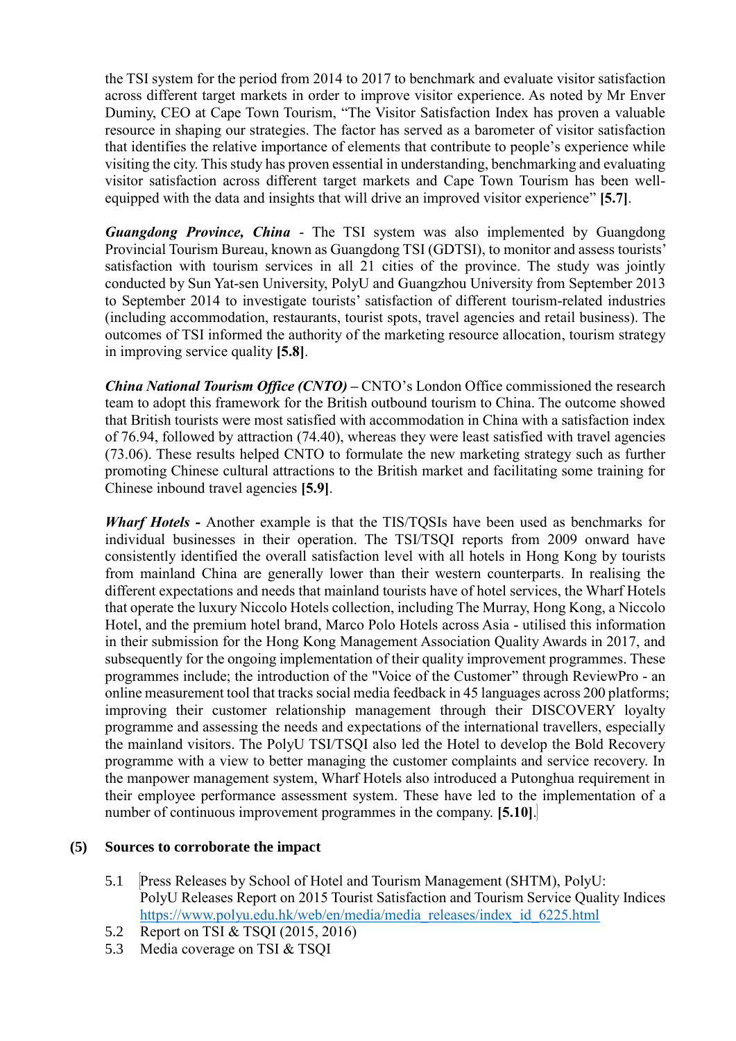the TSI system for the period from 2014 to 2017 to benchmark and evaluate visitor satisfaction across different target markets in order to improve visitor experience. As noted by Mr Enver Duminy, CEO at Cape Town Tourism, "The Visitor Satisfaction Index has proven a valuable resource in shaping our strategies. The factor has served as a barometer of visitor satisfaction that identifies the relative importance of elements that contribute to people's experience while visiting the city. This study has proven essential in understanding, benchmarking and evaluating visitor satisfaction across different target markets and Cape Town Tourism has been well-equipped with the data and insights that will drive an improved visitor experience" **[5.7]**.

***Guangdong Province, China*** - The TSI system was also implemented by Guangdong Provincial Tourism Bureau, known as Guangdong TSI (GDTSI), to monitor and assess tourists' satisfaction with tourism services in all 21 cities of the province. The study was jointly conducted by Sun Yat-sen University, PolyU and Guangzhou University from September 2013 to September 2014 to investigate tourists' satisfaction of different tourism-related industries (including accommodation, restaurants, tourist spots, travel agencies and retail business). The outcomes of TSI informed the authority of the marketing resource allocation, tourism strategy in improving service quality **[5.8]**.

***China National Tourism Office (CNTO)*** **–** CNTO's London Office commissioned the research team to adopt this framework for the British outbound tourism to China. The outcome showed that British tourists were most satisfied with accommodation in China with a satisfaction index of 76.94, followed by attraction (74.40), whereas they were least satisfied with travel agencies (73.06). These results helped CNTO to formulate the new marketing strategy such as further promoting Chinese cultural attractions to the British market and facilitating some training for Chinese inbound travel agencies **[5.9]**.

***Wharf Hotels*** **-** Another example is that the TIS/TQSIs have been used as benchmarks for individual businesses in their operation. The TSI/TSQI reports from 2009 onward have consistently identified the overall satisfaction level with all hotels in Hong Kong by tourists from mainland China are generally lower than their western counterparts. In realising the different expectations and needs that mainland tourists have of hotel services, the Wharf Hotels that operate the luxury Niccolo Hotels collection, including The Murray, Hong Kong, a Niccolo Hotel, and the premium hotel brand, Marco Polo Hotels across Asia - utilised this information in their submission for the Hong Kong Management Association Quality Awards in 2017, and subsequently for the ongoing implementation of their quality improvement programmes. These programmes include; the introduction of the "Voice of the Customer" through ReviewPro - an online measurement tool that tracks social media feedback in 45 languages across 200 platforms; improving their customer relationship management through their DISCOVERY loyalty programme and assessing the needs and expectations of the international travellers, especially the mainland visitors. The PolyU TSI/TSQI also led the Hotel to develop the Bold Recovery programme with a view to better managing the customer complaints and service recovery. In the manpower management system, Wharf Hotels also introduced a Putonghua requirement in their employee performance assessment system. These have led to the implementation of a number of continuous improvement programmes in the company. **[5.10]**.

## (5) Sources to corroborate the impact

5.1 Press Releases by School of Hotel and Tourism Management (SHTM), PolyU: PolyU Releases Report on 2015 Tourist Satisfaction and Tourism Service Quality Indices https://www.polyu.edu.hk/web/en/media/media_releases/index_id_6225.html
5.2 Report on TSI & TSQI (2015, 2016)
5.3 Media coverage on TSI & TSQI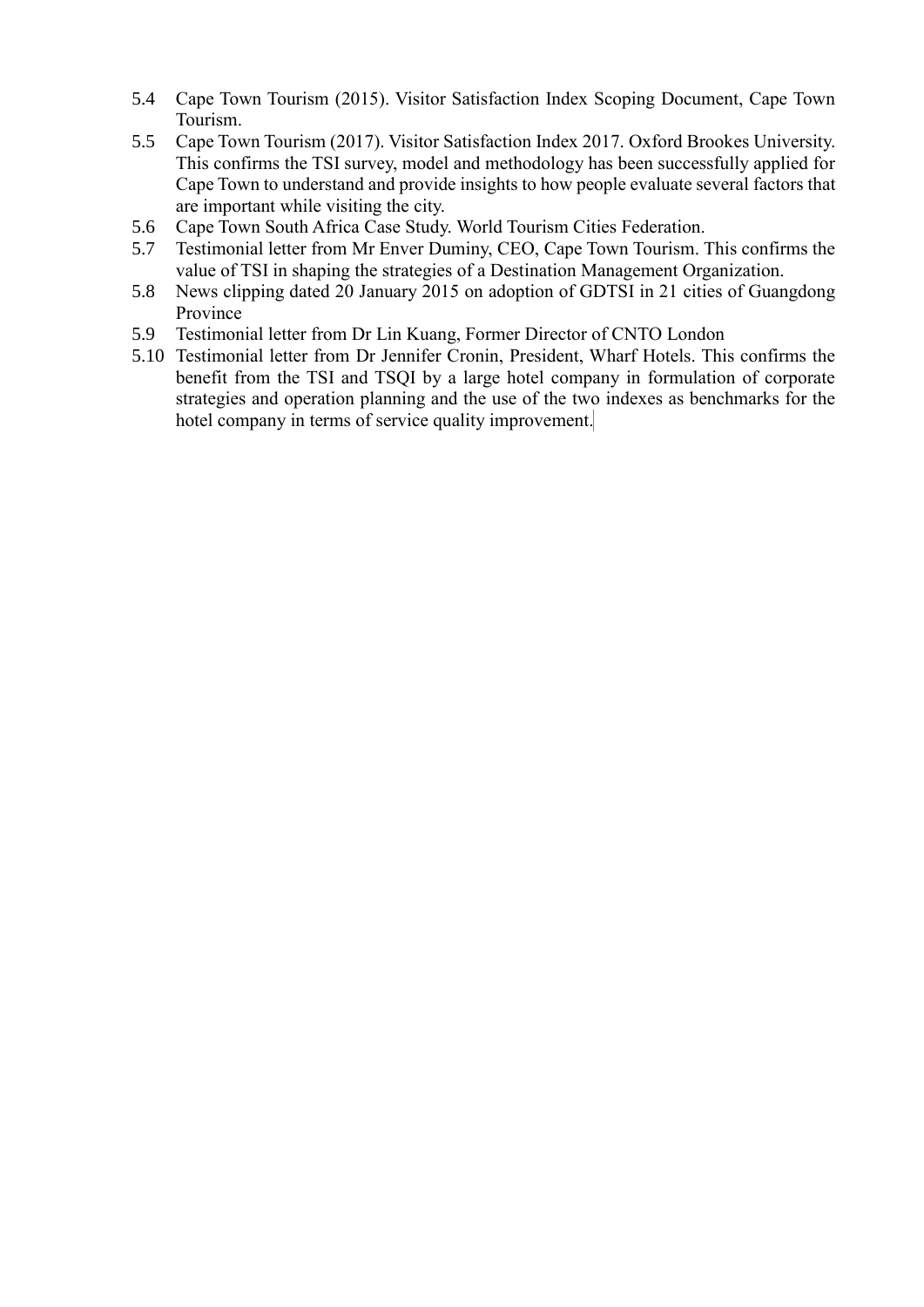5.4 Cape Town Tourism (2015). Visitor Satisfaction Index Scoping Document, Cape Town Tourism.

5.5 Cape Town Tourism (2017). Visitor Satisfaction Index 2017. Oxford Brookes University. This confirms the TSI survey, model and methodology has been successfully applied for Cape Town to understand and provide insights to how people evaluate several factors that are important while visiting the city.

5.6 Cape Town South Africa Case Study. World Tourism Cities Federation.

5.7 Testimonial letter from Mr Enver Duminy, CEO, Cape Town Tourism. This confirms the value of TSI in shaping the strategies of a Destination Management Organization.

5.8 News clipping dated 20 January 2015 on adoption of GDTSI in 21 cities of Guangdong Province

5.9 Testimonial letter from Dr Lin Kuang, Former Director of CNTO London

5.10 Testimonial letter from Dr Jennifer Cronin, President, Wharf Hotels. This confirms the benefit from the TSI and TSQI by a large hotel company in formulation of corporate strategies and operation planning and the use of the two indexes as benchmarks for the hotel company in terms of service quality improvement.